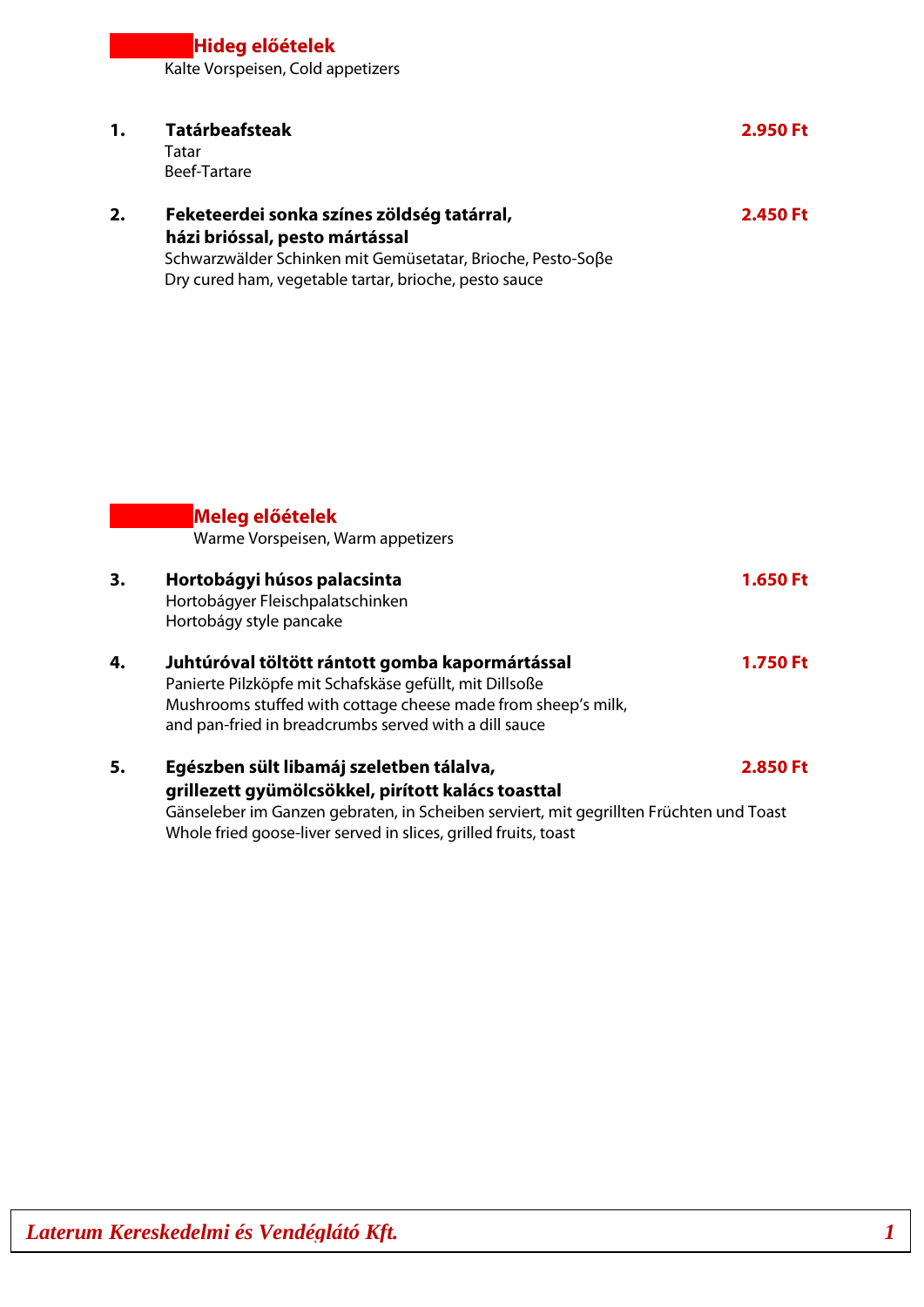## Hideg előételek

Kalte Vorspeisen, Cold appetizers

**1. Tatárbeafsteak** — **2.950 Ft**
Tatar
Beef-Tartare

**2. Feketeerdei sonka színes zöldség tatárral, házi brióssal, pesto mártással** — **2.450 Ft**
Schwarzwälder Schinken mit Gemüsetatar, Brioche, Pesto-Soβe
Dry cured ham, vegetable tartar, brioche, pesto sauce

## Meleg előételek

Warme Vorspeisen, Warm appetizers

**3. Hortobágyi húsos palacsinta** — **1.650 Ft**
Hortobágyer Fleischpalatschinken
Hortobágy style pancake

**4. Juhtúróval töltött rántott gomba kapormártással** — **1.750 Ft**
Panierte Pilzköpfe mit Schafskäse gefüllt, mit Dillsoße
Mushrooms stuffed with cottage cheese made from sheep's milk,
and pan-fried in breadcrumbs served with a dill sauce

**5. Egészben sült libamáj szeletben tálalva, grillezett gyümölcsökkel, pirított kalács toasttal** — **2.850 Ft**
Gänseleber im Ganzen gebraten, in Scheiben serviert, mit gegrillten Früchten und Toast
Whole fried goose-liver served in slices, grilled fruits, toast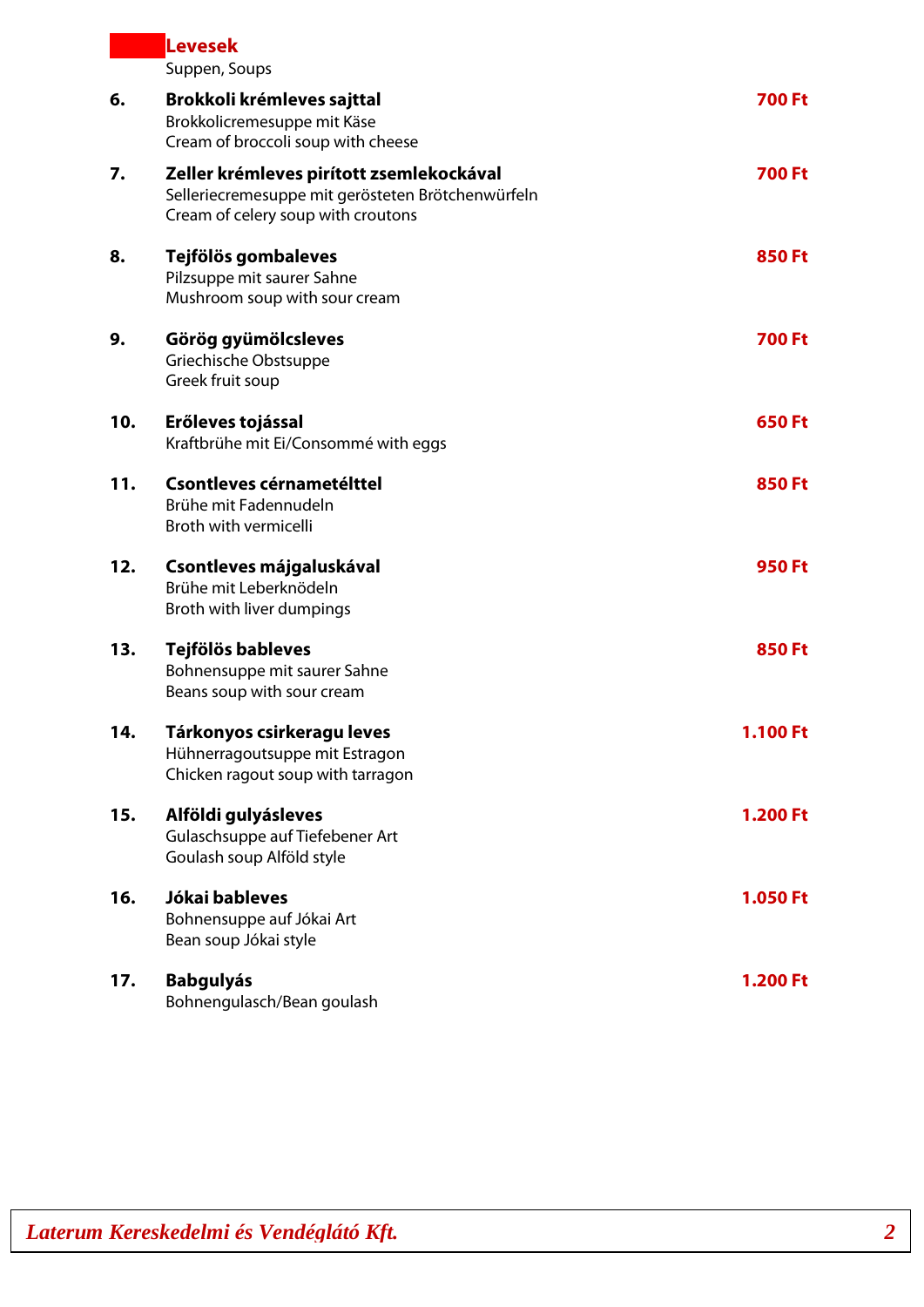## Levesek

Suppen, Soups

**6. Brokkoli krémleves sajttal** — **700 Ft**
Brokkolicremesuppe mit Käse
Cream of broccoli soup with cheese

**7. Zeller krémleves pirított zsemlekockával** — **700 Ft**
Selleriecremesuppe mit gerösteten Brötchenwürfeln
Cream of celery soup with croutons

**8. Tejfölös gombaleves** — **850 Ft**
Pilzsuppe mit saurer Sahne
Mushroom soup with sour cream

**9. Görög gyümölcsleves** — **700 Ft**
Griechische Obstsuppe
Greek fruit soup

**10. Erőleves tojással** — **650 Ft**
Kraftbrühe mit Ei/Consommé with eggs

**11. Csontleves cérnametélttel** — **850 Ft**
Brühe mit Fadennudeln
Broth with vermicelli

**12. Csontleves májgaluskával** — **950 Ft**
Brühe mit Leberknödeln
Broth with liver dumpings

**13. Tejfölös bableves** — **850 Ft**
Bohnensuppe mit saurer Sahne
Beans soup with sour cream

**14. Tárkonyos csirkeragu leves** — **1.100 Ft**
Hühnerragoutsuppe mit Estragon
Chicken ragout soup with tarragon

**15. Alföldi gulyásleves** — **1.200 Ft**
Gulaschsuppe auf Tiefebener Art
Goulash soup Alföld style

**16. Jókai bableves** — **1.050 Ft**
Bohnensuppe auf Jókai Art
Bean soup Jókai style

**17. Babgulyás** — **1.200 Ft**
Bohnengulasch/Bean goulash

*Laterum Kereskedelmi és Vendéglátó Kft.*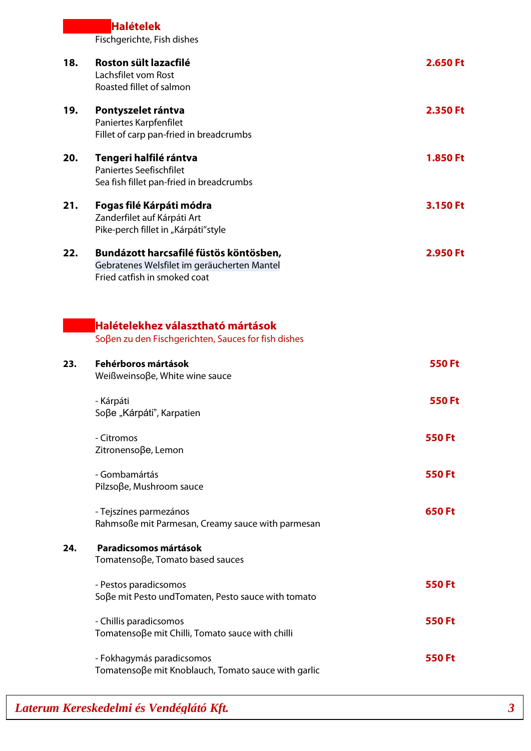## Halételek

Fischgerichte, Fish dishes

| | | |
|---|---|---|
| **18.** | **Roston sült lazacfilé**<br>Lachsfilet vom Rost<br>Roasted fillet of salmon | **2.650 Ft** |
| **19.** | **Pontyszelet rántva**<br>Paniertes Karpfenfilet<br>Fillet of carp pan-fried in breadcrumbs | **2.350 Ft** |
| **20.** | **Tengeri halfilé rántva**<br>Paniertes Seefischfilet<br>Sea fish fillet pan-fried in breadcrumbs | **1.850 Ft** |
| **21.** | **Fogas filé Kárpáti módra**<br>Zanderfilet auf Kárpáti Art<br>Pike-perch fillet in „Kárpáti"style | **3.150 Ft** |
| **22.** | **Bundázott harcsafilé füstös köntösben,**<br>Gebratenes Welsfilet im geräucherten Mantel<br>Fried catfish in smoked coat | **2.950 Ft** |

## Halételekhez választható mártások

Soβen zu den Fischgerichten, Sauces for fish dishes

| | | |
|---|---|---|
| **23.** | **Fehérboros mártások**<br>Weißweinsoβe, White wine sauce | **550 Ft** |
| | - Kárpáti<br>Soβe „Kárpáti", Karpatien | **550 Ft** |
| | - Citromos<br>Zitronensoβe, Lemon | **550 Ft** |
| | - Gombamártás<br>Pilzsoβe, Mushroom sauce | **550 Ft** |
| | - Tejszínes parmezános<br>Rahmsoße mit Parmesan, Creamy sauce with parmesan | **650 Ft** |
| **24.** | **Paradicsomos mártások**<br>Tomatensoβe, Tomato based sauces | |
| | - Pestos paradicsomos<br>Soβe mit Pesto undTomaten, Pesto sauce with tomato | **550 Ft** |
| | - Chillis paradicsomos<br>Tomatensoβe mit Chilli, Tomato sauce with chilli | **550 Ft** |
| | - Fokhagymás paradicsomos<br>Tomatensoβe mit Knoblauch, Tomato sauce with garlic | **550 Ft** |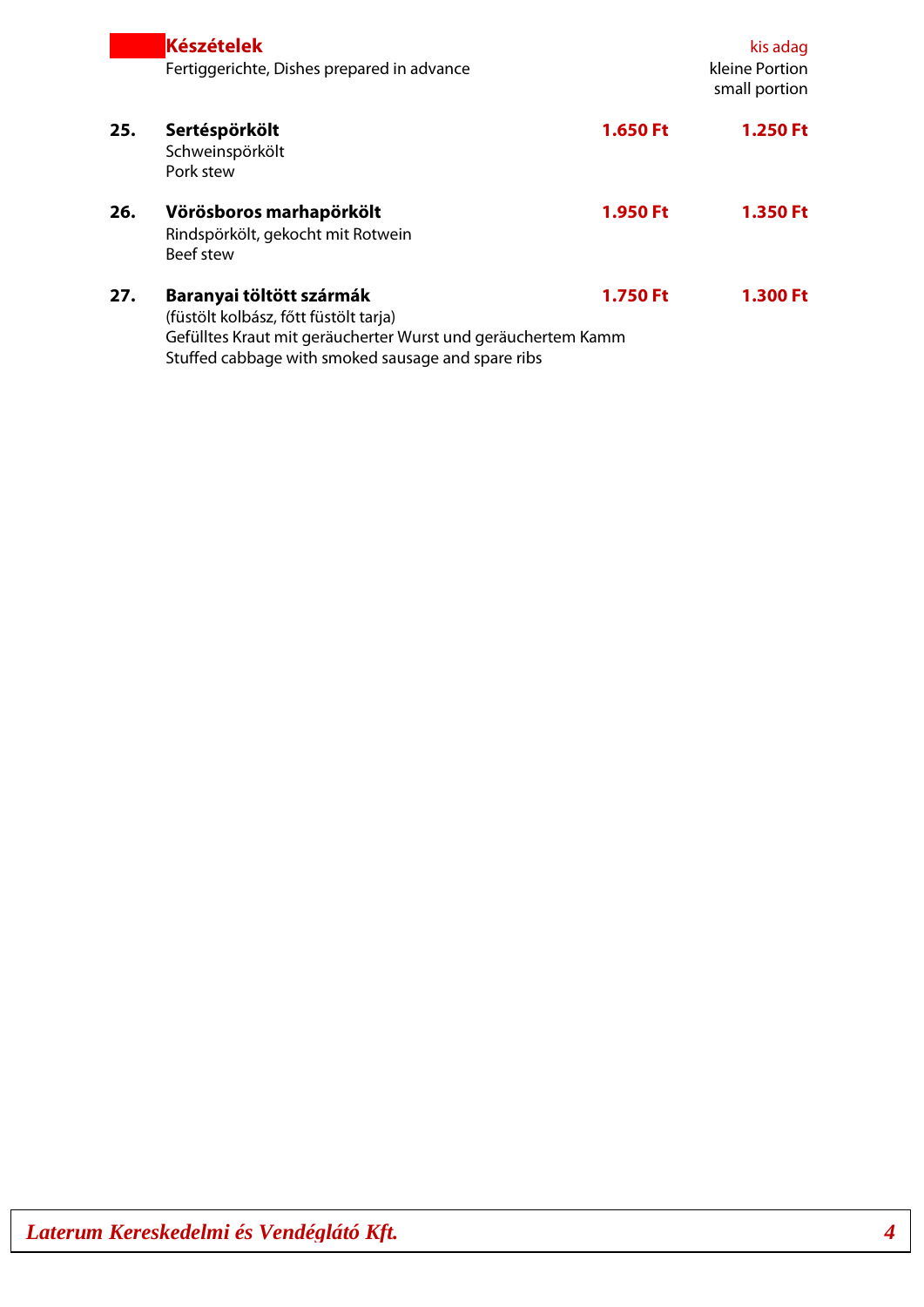## Készételek

Fertiggerichte, Dishes prepared in advance

| | | | kis adag<br>kleine Portion<br>small portion |
|---|---|---|---|
| **25.** | **Sertéspörkölt**<br>Schweinspörkölt<br>Pork stew | **1.650 Ft** | **1.250 Ft** |
| **26.** | **Vörösboros marhapörkölt**<br>Rindspörkölt, gekocht mit Rotwein<br>Beef stew | **1.950 Ft** | **1.350 Ft** |
| **27.** | **Baranyai töltött szármák**<br>(füstölt kolbász, főtt füstölt tarja)<br>Gefülltes Kraut mit geräucherter Wurst und geräuchertem Kamm<br>Stuffed cabbage with smoked sausage and spare ribs | **1.750 Ft** | **1.300 Ft** |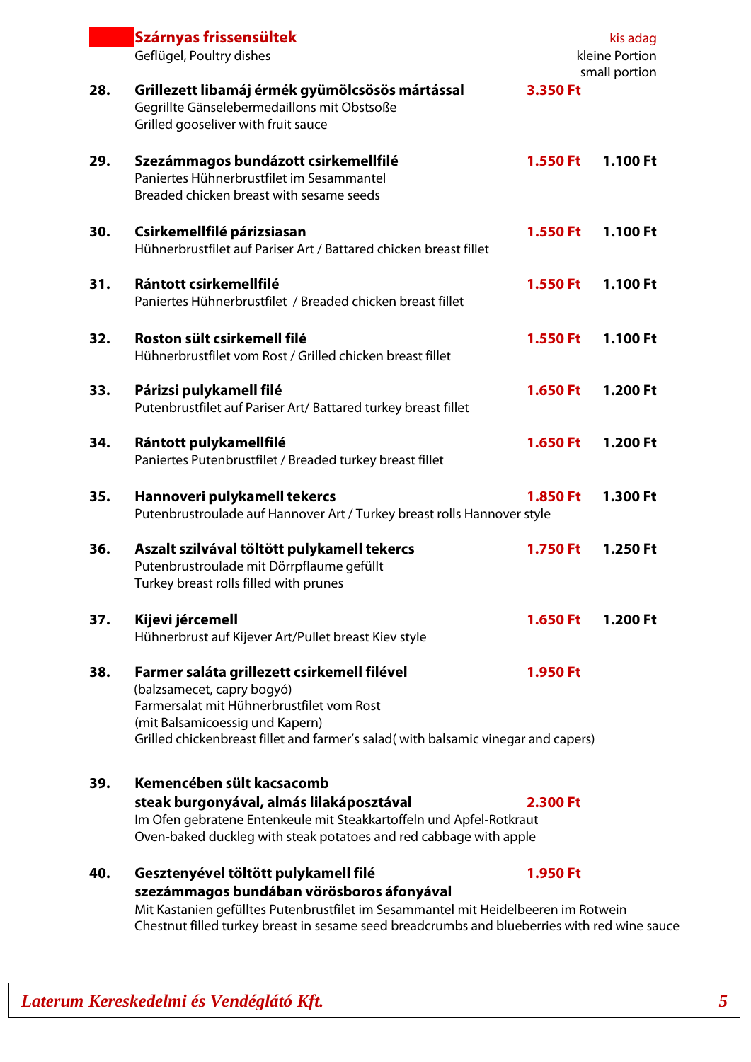## Szárnyas frissensültek

Geflügel, Poultry dishes

| | | | kis adag / kleine Portion / small portion |
|---|---|---|---|
| **28.** | **Grillezett libamáj érmék gyümölcsösös mártással**<br>Gegrillte Gänselebermedaillons mit Obstsoße<br>Grilled gooseliver with fruit sauce | **3.350 Ft** | |
| **29.** | **Szezámmagos bundázott csirkemellfilé**<br>Paniertes Hühnerbrustfilet im Sesammantel<br>Breaded chicken breast with sesame seeds | **1.550 Ft** | **1.100 Ft** |
| **30.** | **Csirkemellfilé párizsiasan**<br>Hühnerbrustfilet auf Pariser Art / Battared chicken breast fillet | **1.550 Ft** | **1.100 Ft** |
| **31.** | **Rántott csirkemellfilé**<br>Paniertes Hühnerbrustfilet / Breaded chicken breast fillet | **1.550 Ft** | **1.100 Ft** |
| **32.** | **Roston sült csirkemell filé**<br>Hühnerbrustfilet vom Rost / Grilled chicken breast fillet | **1.550 Ft** | **1.100 Ft** |
| **33.** | **Párizsi pulykamell filé**<br>Putenbrustfilet auf Pariser Art/ Battared turkey breast fillet | **1.650 Ft** | **1.200 Ft** |
| **34.** | **Rántott pulykamellfilé**<br>Paniertes Putenbrustfilet / Breaded turkey breast fillet | **1.650 Ft** | **1.200 Ft** |
| **35.** | **Hannoveri pulykamell tekercs**<br>Putenbrustroulade auf Hannover Art / Turkey breast rolls Hannover style | **1.850 Ft** | **1.300 Ft** |
| **36.** | **Aszalt szilvával töltött pulykamell tekercs**<br>Putenbrustroulade mit Dörrpflaume gefüllt<br>Turkey breast rolls filled with prunes | **1.750 Ft** | **1.250 Ft** |
| **37.** | **Kijevi jércemell**<br>Hühnerbrust auf Kijever Art/Pullet breast Kiev style | **1.650 Ft** | **1.200 Ft** |
| **38.** | **Farmer saláta grillezett csirkemell filével**<br>(balzsamecet, capry bogyó)<br>Farmersalat mit Hühnerbrustfilet vom Rost<br>(mit Balsamicoessig und Kapern)<br>Grilled chickenbreast fillet and farmer's salad( with balsamic vinegar and capers) | **1.950 Ft** | |
| **39.** | **Kemencében sült kacsacomb steak burgonyával, almás lilakáposztával**<br>Im Ofen gebratene Entenkeule mit Steakkartoffeln und Apfel-Rotkraut<br>Oven-baked duckleg with steak potatoes and red cabbage with apple | **2.300 Ft** | |
| **40.** | **Gesztenyével töltött pulykamell filé szezámmagos bundában vörösboros áfonyával**<br>Mit Kastanien gefülltes Putenbrustfilet im Sesammantel mit Heidelbeeren im Rotwein<br>Chestnut filled turkey breast in sesame seed breadcrumbs and blueberries with red wine sauce | **1.950 Ft** | |

*Laterum Kereskedelmi és Vendéglátó Kft.*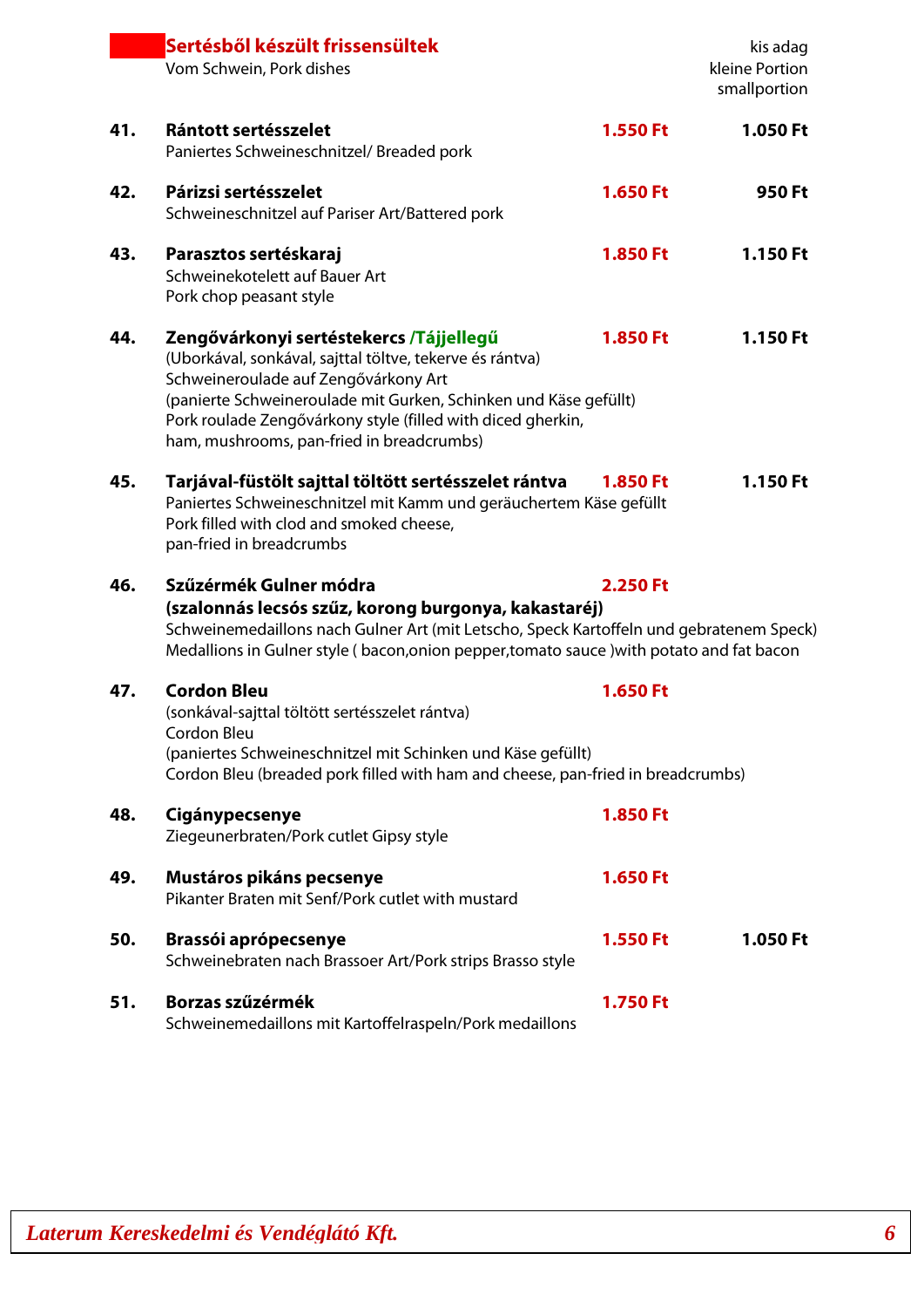## Sertésből készült frissensültek

Vom Schwein, Pork dishes

| | | | kis adag<br>kleine Portion<br>smallportion |
|---|---|---|---|
| **41.** | **Rántott sertésszelet**<br>Paniertes Schweineschnitzel/ Breaded pork | **1.550 Ft** | **1.050 Ft** |
| **42.** | **Párizsi sertésszelet**<br>Schweineschnitzel auf Pariser Art/Battered pork | **1.650 Ft** | **950 Ft** |
| **43.** | **Parasztos sertéskaraj**<br>Schweinekotelett auf Bauer Art<br>Pork chop peasant style | **1.850 Ft** | **1.150 Ft** |
| **44.** | **Zengővárkonyi sertéstekercs /Tájjellegű**<br>(Uborkával, sonkával, sajttal töltve, tekerve és rántva)<br>Schweineroulade auf Zengővárkony Art<br>(panierte Schweineroulade mit Gurken, Schinken und Käse gefüllt)<br>Pork roulade Zengővárkony style (filled with diced gherkin, ham, mushrooms, pan-fried in breadcrumbs) | **1.850 Ft** | **1.150 Ft** |
| **45.** | **Tarjával-füstölt sajttal töltött sertésszelet rántva**<br>Paniertes Schweineschnitzel mit Kamm und geräuchertem Käse gefüllt<br>Pork filled with clod and smoked cheese, pan-fried in breadcrumbs | **1.850 Ft** | **1.150 Ft** |
| **46.** | **Szűzérmék Gulner módra**<br>**(szalonnás lecsós szűz, korong burgonya, kakastaréj)**<br>Schweinemedaillons nach Gulner Art (mit Letscho, Speck Kartoffeln und gebratenem Speck)<br>Medallions in Gulner style ( bacon,onion pepper,tomato sauce )with potato and fat bacon | **2.250 Ft** | |
| **47.** | **Cordon Bleu**<br>(sonkával-sajttal töltött sertésszelet rántva)<br>Cordon Bleu<br>(paniertes Schweineschnitzel mit Schinken und Käse gefüllt)<br>Cordon Bleu (breaded pork filled with ham and cheese, pan-fried in breadcrumbs) | **1.650 Ft** | |
| **48.** | **Cigánypecsenye**<br>Ziegeunerbraten/Pork cutlet Gipsy style | **1.850 Ft** | |
| **49.** | **Mustáros pikáns pecsenye**<br>Pikanter Braten mit Senf/Pork cutlet with mustard | **1.650 Ft** | |
| **50.** | **Brassói aprópecsenye**<br>Schweinebraten nach Brassoer Art/Pork strips Brasso style | **1.550 Ft** | **1.050 Ft** |
| **51.** | **Borzas szűzérmék**<br>Schweinemedaillons mit Kartoffelraspeln/Pork medaillons | **1.750 Ft** | |

*Laterum Kereskedelmi és Vendéglátó Kft.*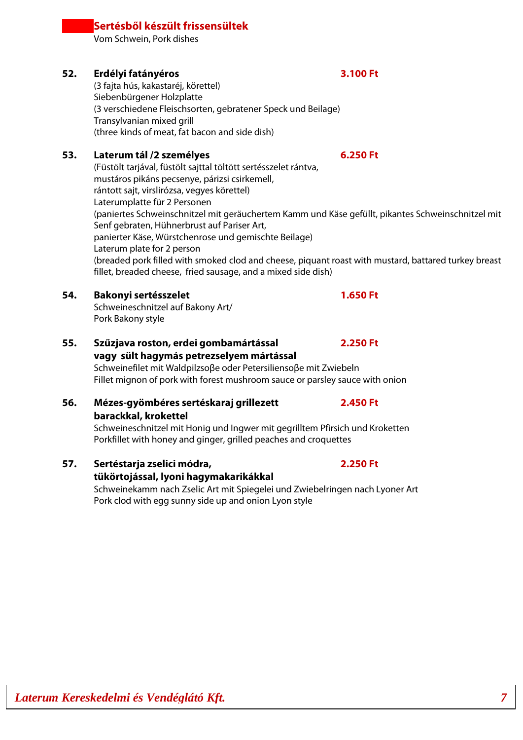## Sertésből készült frissensültek

Vom Schwein, Pork dishes

**52. Erdélyi fatányéros** **3.100 Ft**

(3 fajta hús, kakastaréj, körettel)
Siebenbürgener Holzplatte
(3 verschiedene Fleischsorten, gebratener Speck und Beilage)
Transylvanian mixed grill
(three kinds of meat, fat bacon and side dish)

**53. Laterum tál /2 személyes** **6.250 Ft**

(Füstölt tarjával, füstölt sajttal töltött sertésszelet rántva,
mustáros pikáns pecsenye, párizsi csirkemell,
rántott sajt, virslirózsa, vegyes körettel)
Laterumplatte für 2 Personen
(paniertes Schweinschnitzel mit geräuchertem Kamm und Käse gefüllt, pikantes Schweinschnitzel mit Senf gebraten, Hühnerbrust auf Pariser Art,
panierter Käse, Würstchenrose und gemischte Beilage)
Laterum plate for 2 person
(breaded pork filled with smoked clod and cheese, piquant roast with mustard, battared turkey breast fillet, breaded cheese, fried sausage, and a mixed side dish)

**54. Bakonyi sertésszelet** **1.650 Ft**

Schweineschnitzel auf Bakony Art/
Pork Bakony style

**55. Szűzjava roston, erdei gombamártással vagy sült hagymás petrezselyem mártással** **2.250 Ft**

Schweinefilet mit Waldpilzsoβe oder Petersiliensoβe mit Zwiebeln
Fillet mignon of pork with forest mushroom sauce or parsley sauce with onion

**56. Mézes-gyömbéres sertéskaraj grillezett barackkal, krokettel** **2.450 Ft**

Schweineschnitzel mit Honig und Ingwer mit gegrilltem Pfirsich und Kroketten
Porkfillet with honey and ginger, grilled peaches and croquettes

**57. Sertéstarja zselici módra, tükörtojással, lyoni hagymakarikákkal** **2.250 Ft**

Schweinekamm nach Zselic Art mit Spiegelei und Zwiebelringen nach Lyoner Art
Pork clod with egg sunny side up and onion Lyon style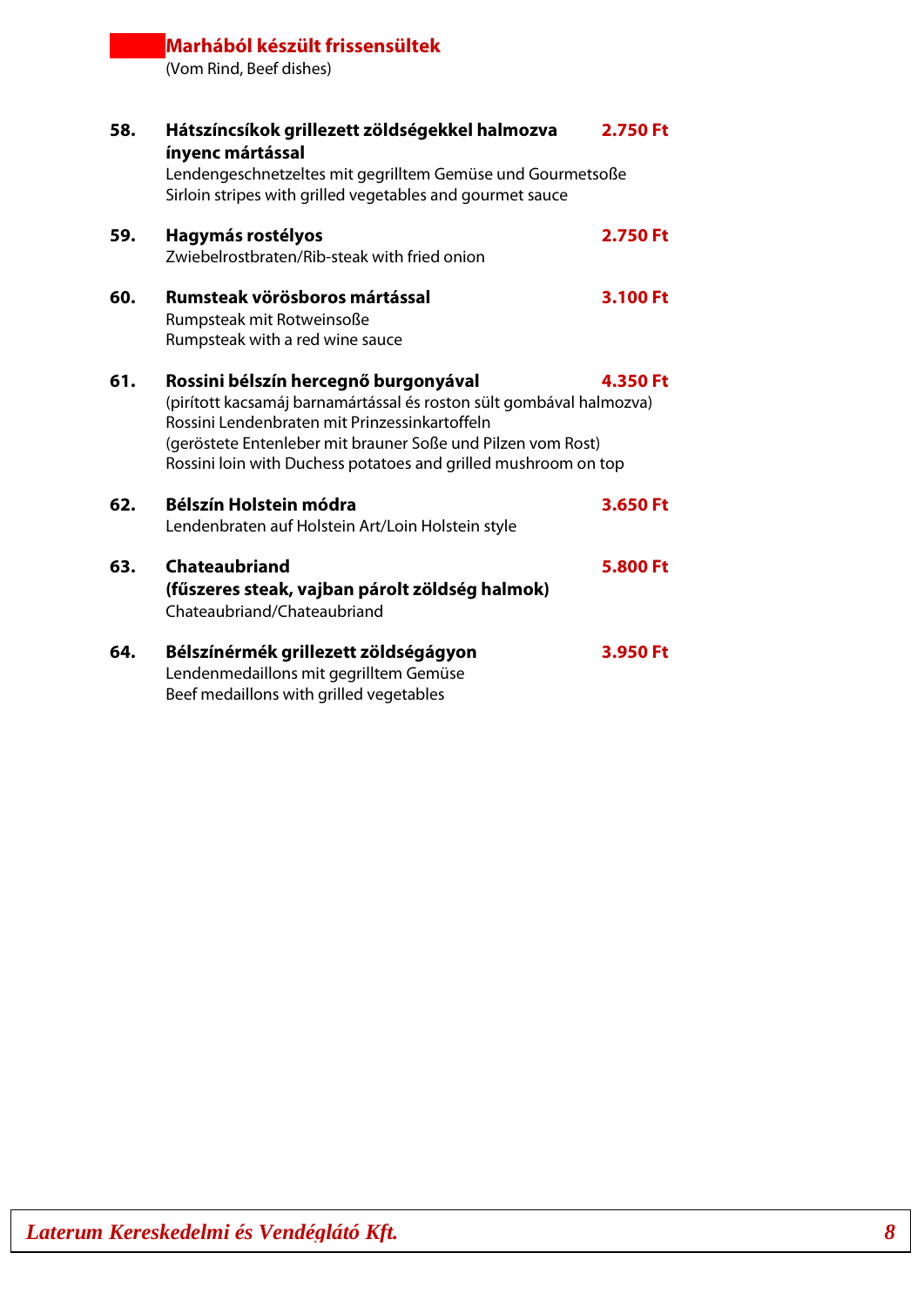## Marhából készült frissensültek

(Vom Rind, Beef dishes)

**58. Hátszíncsíkok grillezett zöldségekkel halmozva ínyenc mártással** — **2.750 Ft**
Lendengeschnetzeltes mit gegrilltem Gemüse und Gourmetsoße
Sirloin stripes with grilled vegetables and gourmet sauce

**59. Hagymás rostélyos** — **2.750 Ft**
Zwiebelrostbraten/Rib-steak with fried onion

**60. Rumsteak vörösboros mártással** — **3.100 Ft**
Rumpsteak mit Rotweinsoße
Rumpsteak with a red wine sauce

**61. Rossini bélszín hercegnő burgonyával** — **4.350 Ft**
(pirított kacsamáj barnamártással és roston sült gombával halmozva)
Rossini Lendenbraten mit Prinzessinkartoffeln
(geröstete Entenleber mit brauner Soße und Pilzen vom Rost)
Rossini loin with Duchess potatoes and grilled mushroom on top

**62. Bélszín Holstein módra** — **3.650 Ft**
Lendenbraten auf Holstein Art/Loin Holstein style

**63. Chateaubriand (fűszeres steak, vajban párolt zöldség halmok)** — **5.800 Ft**
Chateaubriand/Chateaubriand

**64. Bélszínérmék grillezett zöldségágyon** — **3.950 Ft**
Lendenmedaillons mit gegrilltem Gemüse
Beef medaillons with grilled vegetables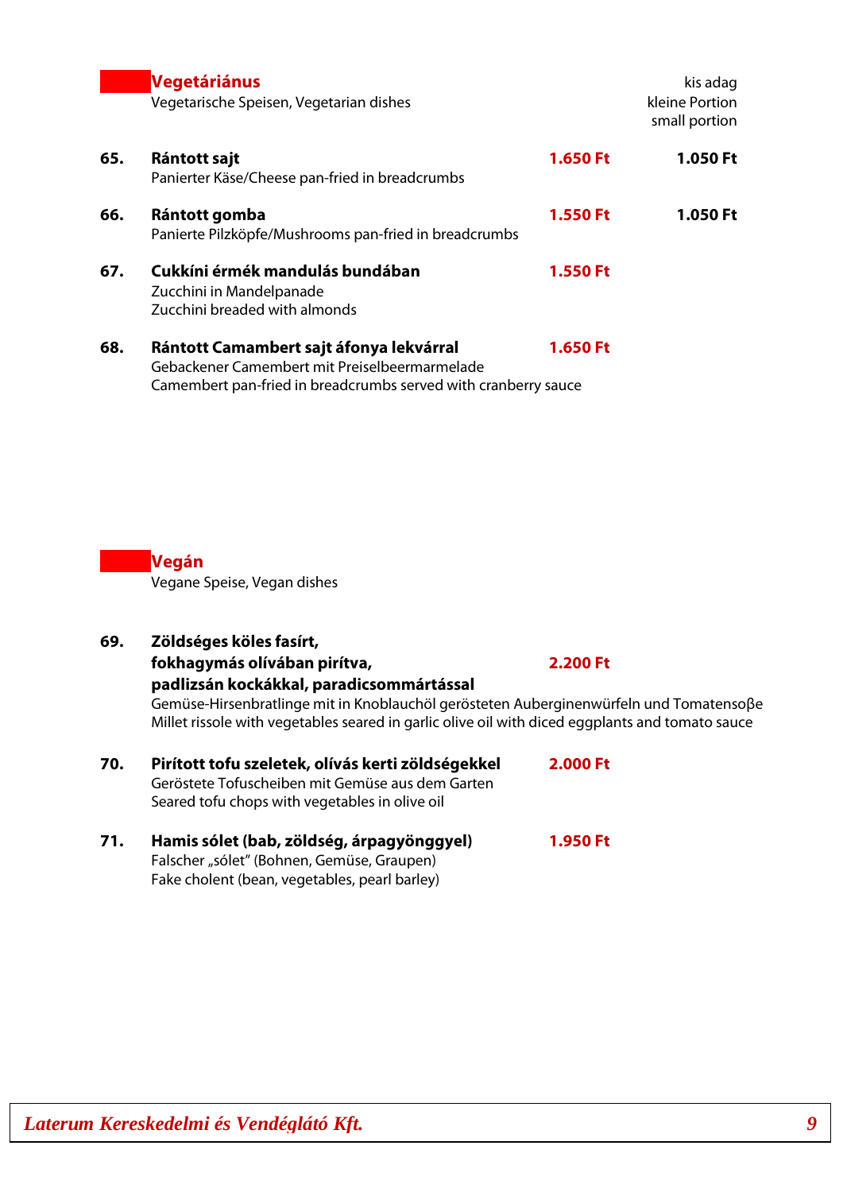## Vegetáriánus

Vegetarische Speisen, Vegetarian dishes

| | | | kis adag<br>kleine Portion<br>small portion |
|---|---|---|---|
| **65.** | **Rántott sajt**<br>Panierter Käse/Cheese pan-fried in breadcrumbs | **1.650 Ft** | **1.050 Ft** |
| **66.** | **Rántott gomba**<br>Panierte Pilzköpfe/Mushrooms pan-fried in breadcrumbs | **1.550 Ft** | **1.050 Ft** |
| **67.** | **Cukkíni érmék mandulás bundában**<br>Zucchini in Mandelpanade<br>Zucchini breaded with almonds | **1.550 Ft** | |
| **68.** | **Rántott Camambert sajt áfonya lekvárral**<br>Gebackener Camembert mit Preiselbeermarmelade<br>Camembert pan-fried in breadcrumbs served with cranberry sauce | **1.650 Ft** | |

## Vegán

Vegane Speise, Vegan dishes

| | | |
|---|---|---|
| **69.** | **Zöldséges köles fasírt, fokhagymás olívában pirítva, padlizsán kockákkal, paradicsommártással**<br>Gemüse-Hirsenbratlinge mit in Knoblauchöl gerösteten Auberginenwürfeln und Tomatensoβe<br>Millet rissole with vegetables seared in garlic olive oil with diced eggplants and tomato sauce | **2.200 Ft** |
| **70.** | **Pirított tofu szeletek, olívás kerti zöldségekkel**<br>Geröstete Tofuscheiben mit Gemüse aus dem Garten<br>Seared tofu chops with vegetables in olive oil | **2.000 Ft** |
| **71.** | **Hamis sólet (bab, zöldség, árpagyönggyel)**<br>Falscher „sólet" (Bohnen, Gemüse, Graupen)<br>Fake cholent (bean, vegetables, pearl barley) | **1.950 Ft** |

*Laterum Kereskedelmi és Vendéglátó Kft.*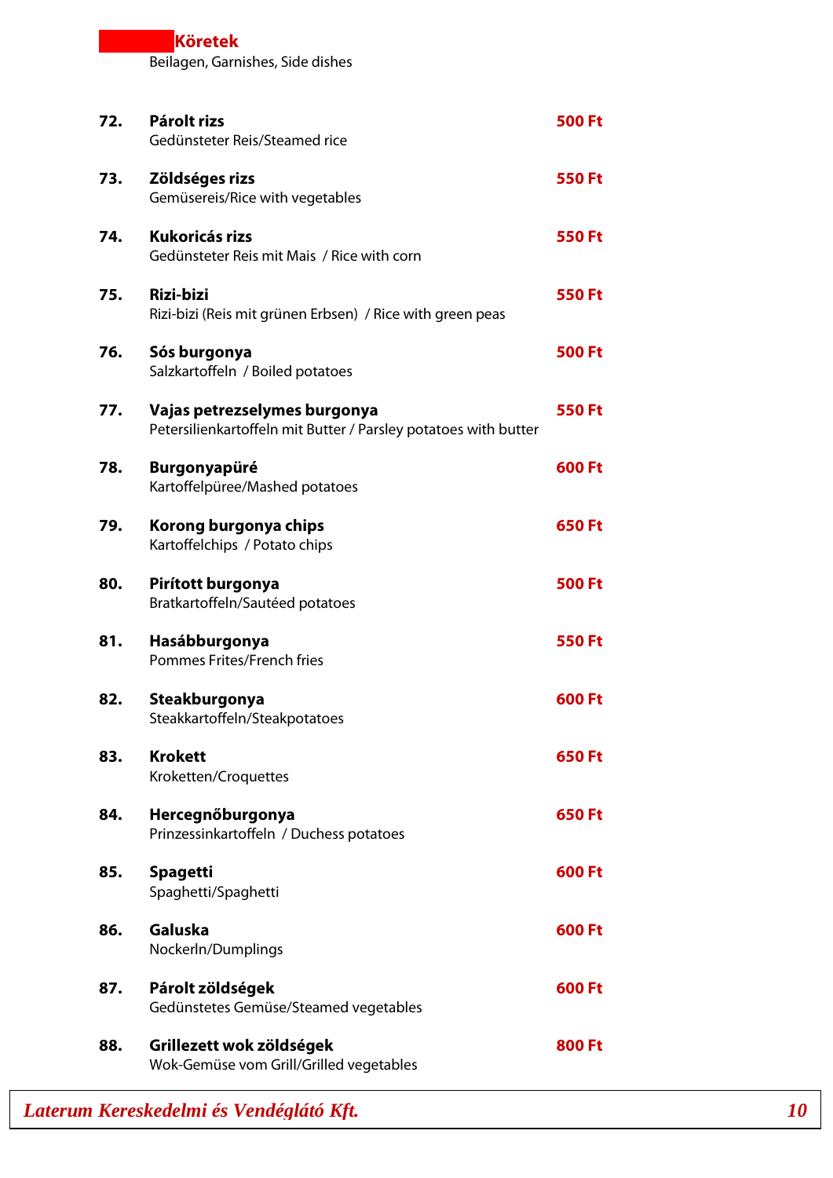## Köretek

Beilagen, Garnishes, Side dishes

| | | |
|---|---|---|
| **72.** | **Párolt rizs**<br>Gedünsteter Reis/Steamed rice | **500 Ft** |
| **73.** | **Zöldséges rizs**<br>Gemüsereis/Rice with vegetables | **550 Ft** |
| **74.** | **Kukoricás rizs**<br>Gedünsteter Reis mit Mais / Rice with corn | **550 Ft** |
| **75.** | **Rizi-bizi**<br>Rizi-bizi (Reis mit grünen Erbsen) / Rice with green peas | **550 Ft** |
| **76.** | **Sós burgonya**<br>Salzkartoffeln / Boiled potatoes | **500 Ft** |
| **77.** | **Vajas petrezselymes burgonya**<br>Petersilienkartoffeln mit Butter / Parsley potatoes with butter | **550 Ft** |
| **78.** | **Burgonyapüré**<br>Kartoffelpüree/Mashed potatoes | **600 Ft** |
| **79.** | **Korong burgonya chips**<br>Kartoffelchips / Potato chips | **650 Ft** |
| **80.** | **Pirított burgonya**<br>Bratkartoffeln/Sautéed potatoes | **500 Ft** |
| **81.** | **Hasábburgonya**<br>Pommes Frites/French fries | **550 Ft** |
| **82.** | **Steakburgonya**<br>Steakkartoffeln/Steakpotatoes | **600 Ft** |
| **83.** | **Krokett**<br>Kroketten/Croquettes | **650 Ft** |
| **84.** | **Hercegnőburgonya**<br>Prinzessinkartoffeln / Duchess potatoes | **650 Ft** |
| **85.** | **Spagetti**<br>Spaghetti/Spaghetti | **600 Ft** |
| **86.** | **Galuska**<br>Nockerln/Dumplings | **600 Ft** |
| **87.** | **Párolt zöldségek**<br>Gedünstetes Gemüse/Steamed vegetables | **600 Ft** |
| **88.** | **Grillezett wok zöldségek**<br>Wok-Gemüse vom Grill/Grilled vegetables | **800 Ft** |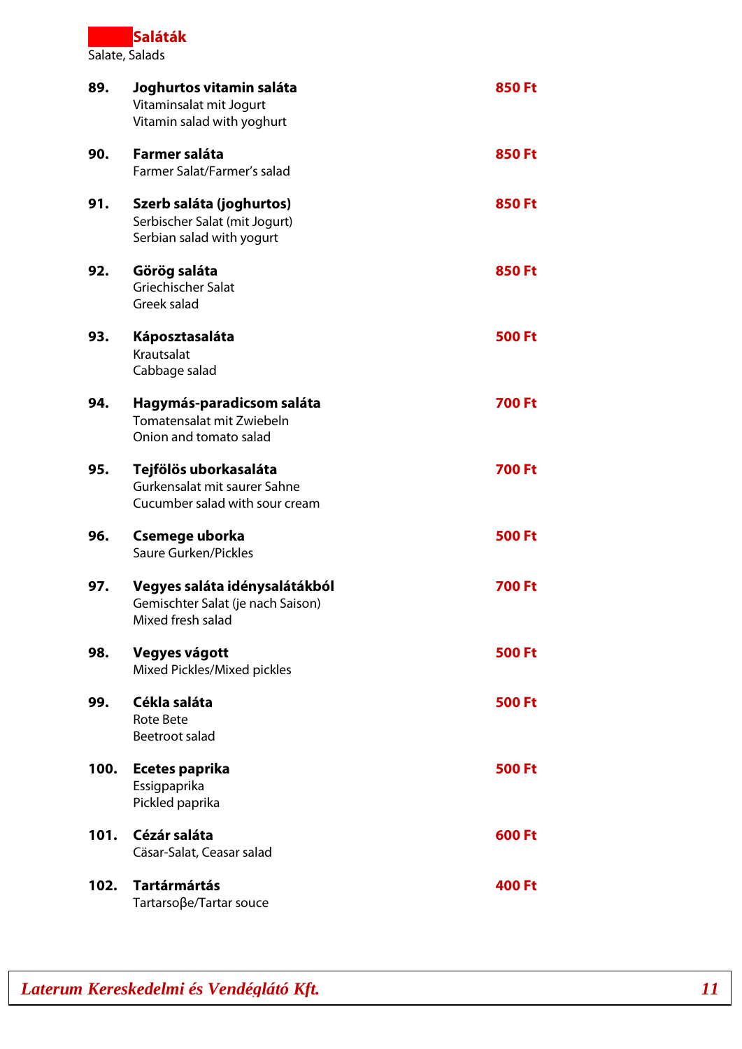## Saláták

Salate, Salads

| | | |
|---|---|---|
| **89.** | **Joghurtos vitamin saláta**<br>Vitaminsalat mit Jogurt<br>Vitamin salad with yoghurt | **850 Ft** |
| **90.** | **Farmer saláta**<br>Farmer Salat/Farmer's salad | **850 Ft** |
| **91.** | **Szerb saláta (joghurtos)**<br>Serbischer Salat (mit Jogurt)<br>Serbian salad with yogurt | **850 Ft** |
| **92.** | **Görög saláta**<br>Griechischer Salat<br>Greek salad | **850 Ft** |
| **93.** | **Káposztasaláta**<br>Krautsalat<br>Cabbage salad | **500 Ft** |
| **94.** | **Hagymás-paradicsom saláta**<br>Tomatensalat mit Zwiebeln<br>Onion and tomato salad | **700 Ft** |
| **95.** | **Tejfölös uborkasaláta**<br>Gurkensalat mit saurer Sahne<br>Cucumber salad with sour cream | **700 Ft** |
| **96.** | **Csemege uborka**<br>Saure Gurken/Pickles | **500 Ft** |
| **97.** | **Vegyes saláta idénysalátákból**<br>Gemischter Salat (je nach Saison)<br>Mixed fresh salad | **700 Ft** |
| **98.** | **Vegyes vágott**<br>Mixed Pickles/Mixed pickles | **500 Ft** |
| **99.** | **Cékla saláta**<br>Rote Bete<br>Beetroot salad | **500 Ft** |
| **100.** | **Ecetes paprika**<br>Essigpaprika<br>Pickled paprika | **500 Ft** |
| **101.** | **Cézár saláta**<br>Cäsar-Salat, Ceasar salad | **600 Ft** |
| **102.** | **Tartármártás**<br>Tartarsoβe/Tartar souce | **400 Ft** |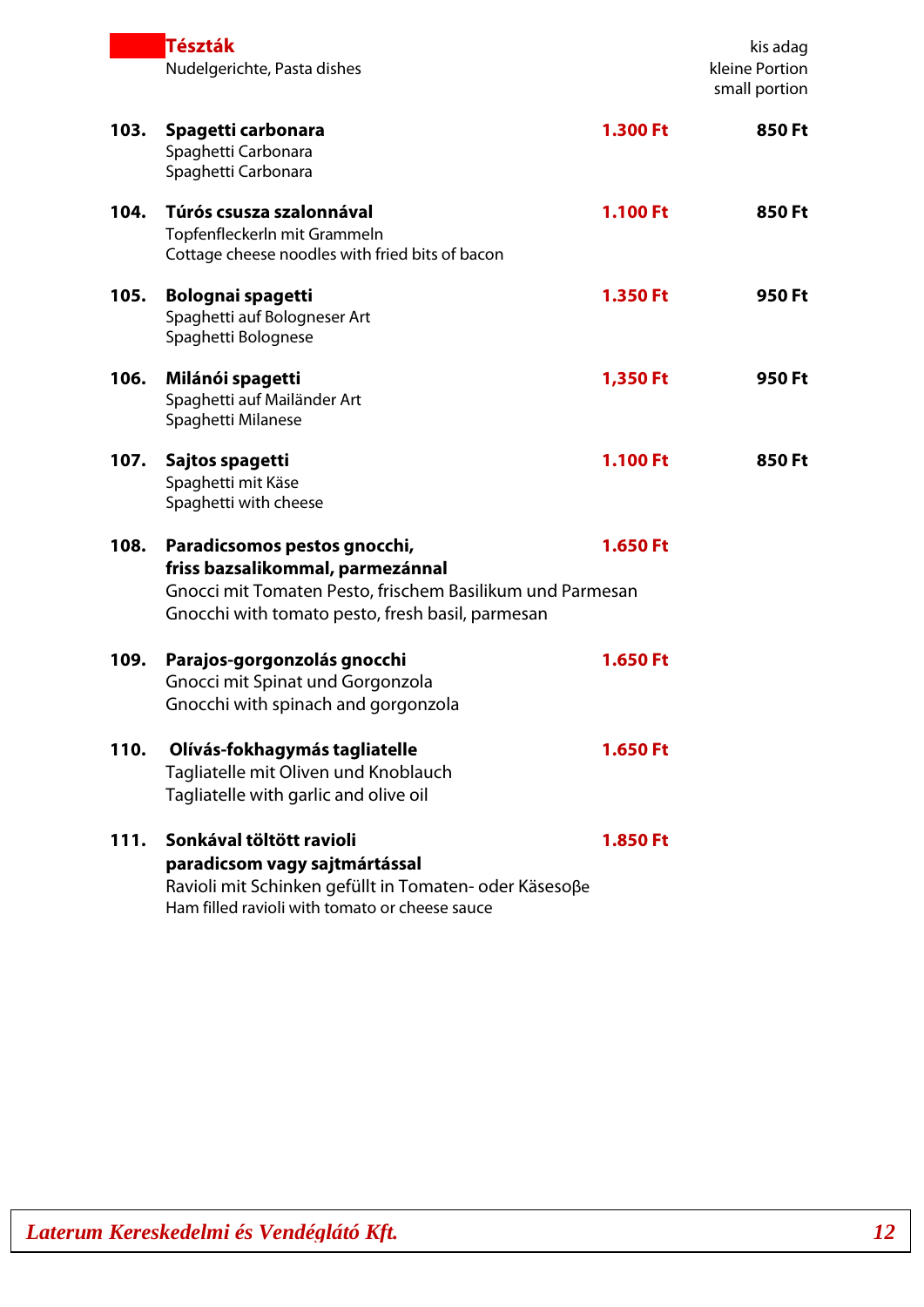## Tészták

Nudelgerichte, Pasta dishes

| | | | kis adag<br>kleine Portion<br>small portion |
|---|---|---|---|
| **103.** | **Spagetti carbonara**<br>Spaghetti Carbonara<br>Spaghetti Carbonara | **1.300 Ft** | **850 Ft** |
| **104.** | **Túrós csusza szalonnával**<br>Topfenfleckerln mit Grammeln<br>Cottage cheese noodles with fried bits of bacon | **1.100 Ft** | **850 Ft** |
| **105.** | **Bolognai spagetti**<br>Spaghetti auf Bologneser Art<br>Spaghetti Bolognese | **1.350 Ft** | **950 Ft** |
| **106.** | **Milánói spagetti**<br>Spaghetti auf Mailänder Art<br>Spaghetti Milanese | **1,350 Ft** | **950 Ft** |
| **107.** | **Sajtos spagetti**<br>Spaghetti mit Käse<br>Spaghetti with cheese | **1.100 Ft** | **850 Ft** |
| **108.** | **Paradicsomos pestos gnocchi, friss bazsalikommal, parmezánnal**<br>Gnocci mit Tomaten Pesto, frischem Basilikum und Parmesan<br>Gnocchi with tomato pesto, fresh basil, parmesan | **1.650 Ft** | |
| **109.** | **Parajos-gorgonzolás gnocchi**<br>Gnocci mit Spinat und Gorgonzola<br>Gnocchi with spinach and gorgonzola | **1.650 Ft** | |
| **110.** | **Olívás-fokhagymás tagliatelle**<br>Tagliatelle mit Oliven und Knoblauch<br>Tagliatelle with garlic and olive oil | **1.650 Ft** | |
| **111.** | **Sonkával töltött ravioli paradicsom vagy sajtmártással**<br>Ravioli mit Schinken gefüllt in Tomaten- oder Käsesoβe<br>Ham filled ravioli with tomato or cheese sauce | **1.850 Ft** | |

*Laterum Kereskedelmi és Vendéglátó Kft.*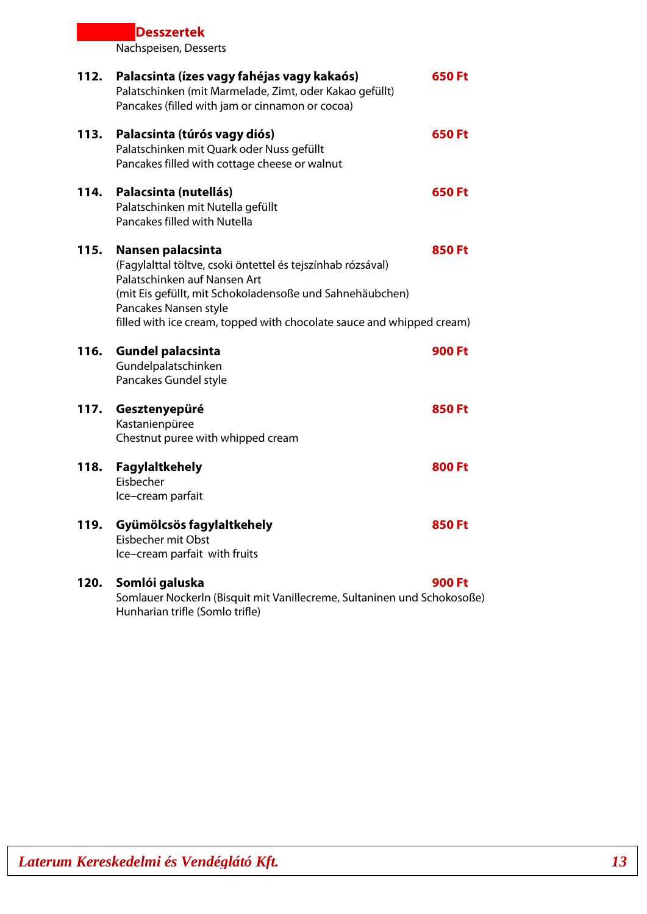## Desszertek

Nachspeisen, Desserts

**112. Palacsinta (ízes vagy fahéjas vagy kakaós)** **650 Ft**
Palatschinken (mit Marmelade, Zimt, oder Kakao gefüllt)
Pancakes (filled with jam or cinnamon or cocoa)

**113. Palacsinta (túrós vagy diós)** **650 Ft**
Palatschinken mit Quark oder Nuss gefüllt
Pancakes filled with cottage cheese or walnut

**114. Palacsinta (nutellás)** **650 Ft**
Palatschinken mit Nutella gefüllt
Pancakes filled with Nutella

**115. Nansen palacsinta** **850 Ft**
(Fagylalttal töltve, csoki öntettel és tejszínhab rózsával)
Palatschinken auf Nansen Art
(mit Eis gefüllt, mit Schokoladensoße und Sahnehäubchen)
Pancakes Nansen style
filled with ice cream, topped with chocolate sauce and whipped cream)

**116. Gundel palacsinta** **900 Ft**
Gundelpalatschinken
Pancakes Gundel style

**117. Gesztenyepüré** **850 Ft**
Kastanienpüree
Chestnut puree with whipped cream

**118. Fagylaltkehely** **800 Ft**
Eisbecher
Ice–cream parfait

**119. Gyümölcsös fagylaltkehely** **850 Ft**
Eisbecher mit Obst
Ice–cream parfait with fruits

**120. Somlói galuska** **900 Ft**
Somlauer Nockerln (Bisquit mit Vanillecreme, Sultaninen und Schokosoße)
Hunharian trifle (Somlo trifle)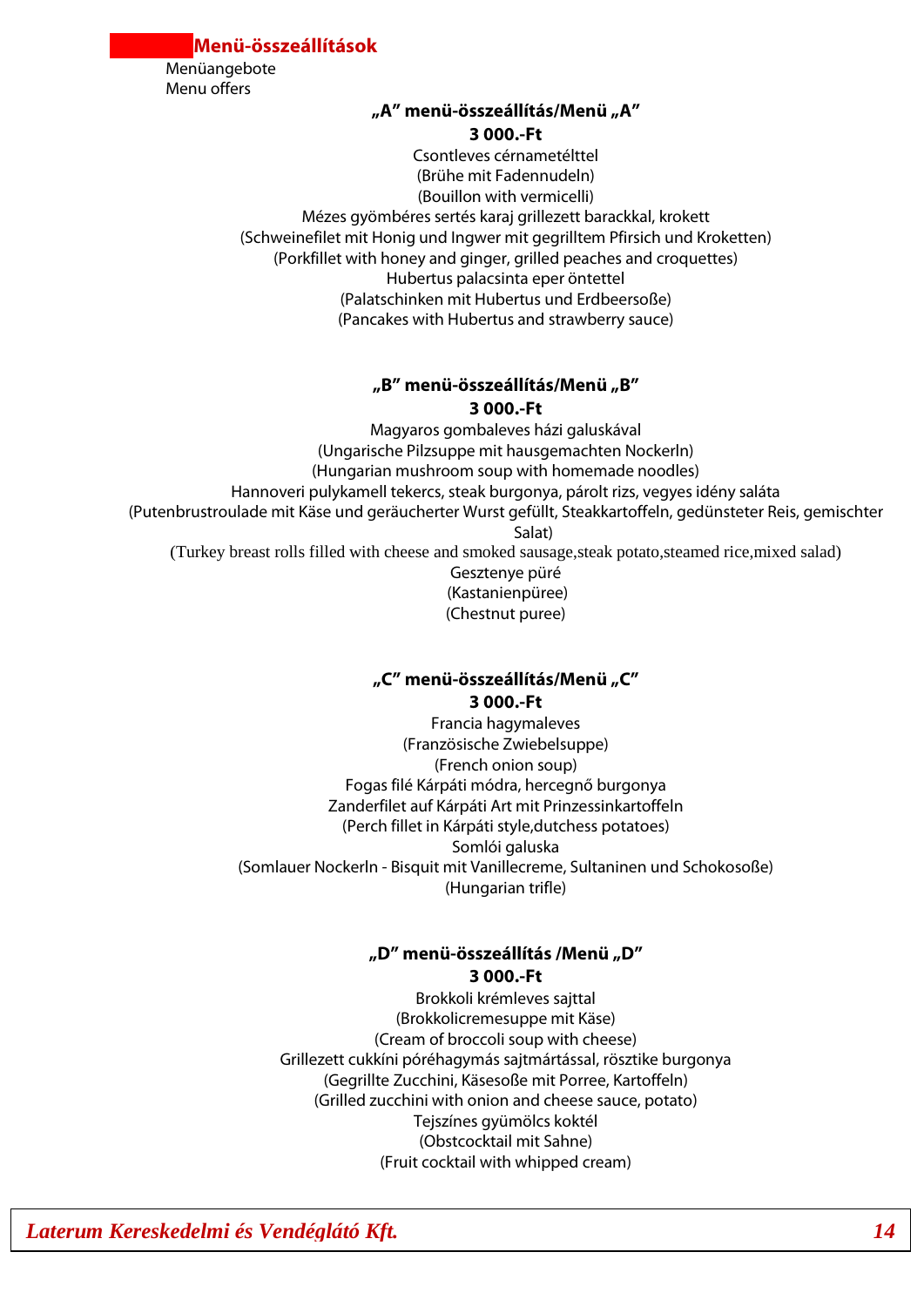## Menü-összeállítások

Menüangebote
Menu offers

### „A" menü-összeállítás/Menü „A"

**3 000.-Ft**

Csontleves cérnametélttel
(Brühe mit Fadennudeln)
(Bouillon with vermicelli)
Mézes gyömbéres sertés karaj grillezett barackkal, krokett
(Schweinefilet mit Honig und Ingwer mit gegrilltem Pfirsich und Kroketten)
(Porkfillet with honey and ginger, grilled peaches and croquettes)
Hubertus palacsinta eper öntettel
(Palatschinken mit Hubertus und Erdbeersoße)
(Pancakes with Hubertus and strawberry sauce)

### „B" menü-összeállítás/Menü „B"

**3 000.-Ft**

Magyaros gombaleves házi galuskával
(Ungarische Pilzsuppe mit hausgemachten Nockerln)
(Hungarian mushroom soup with homemade noodles)
Hannoveri pulykamell tekercs, steak burgonya, párolt rizs, vegyes idény saláta
(Putenbrustroulade mit Käse und geräucherter Wurst gefüllt, Steakkartoffeln, gedünsteter Reis, gemischter Salat)
(Turkey breast rolls filled with cheese and smoked sausage,steak potato,steamed rice,mixed salad)
Gesztenye püré
(Kastanienpüree)
(Chestnut puree)

### „C" menü-összeállítás/Menü „C"

**3 000.-Ft**

Francia hagymaleves
(Französische Zwiebelsuppe)
(French onion soup)
Fogas filé Kárpáti módra, hercegnő burgonya
Zanderfilet auf Kárpáti Art mit Prinzessinkartoffeln
(Perch fillet in Kárpáti style,dutchess potatoes)
Somlói galuska
(Somlauer Nockerln - Bisquit mit Vanillecreme, Sultaninen und Schokosoße)
(Hungarian trifle)

### „D" menü-összeállítás /Menü „D"

**3 000.-Ft**

Brokkoli krémleves sajttal
(Brokkolicremesuppe mit Käse)
(Cream of broccoli soup with cheese)
Grillezett cukkíni póréhagymás sajtmártással, rösztike burgonya
(Gegrillte Zucchini, Käsesoße mit Porree, Kartoffeln)
(Grilled zucchini with onion and cheese sauce, potato)
Tejszínes gyümölcs koktél
(Obstcocktail mit Sahne)
(Fruit cocktail with whipped cream)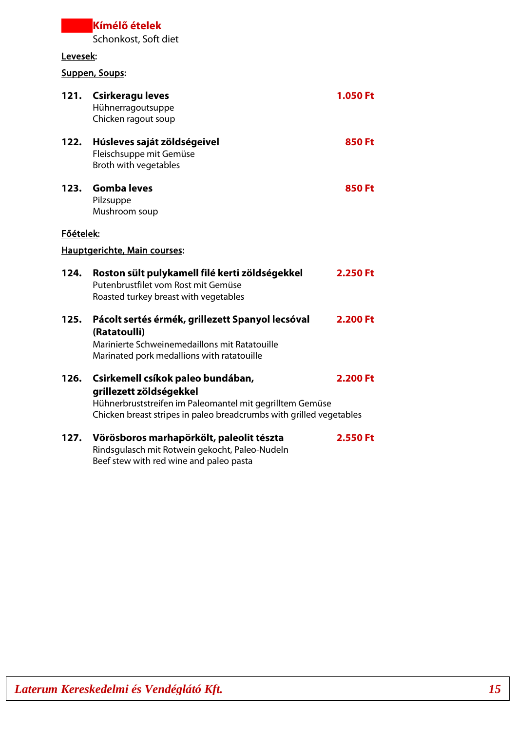## Kímélő ételek

Schonkost, Soft diet

**Levesek:**

**Suppen, Soups:**

**121. Csirkeragu leves** **1.050 Ft**
Hühnerragoutsuppe
Chicken ragout soup

**122. Húsleves saját zöldségeivel** **850 Ft**
Fleischsuppe mit Gemüse
Broth with vegetables

**123. Gomba leves** **850 Ft**
Pilzsuppe
Mushroom soup

**Főételek:**

**Hauptgerichte, Main courses:**

**124. Roston sült pulykamell filé kerti zöldségekkel** **2.250 Ft**
Putenbrustfilet vom Rost mit Gemüse
Roasted turkey breast with vegetables

**125. Pácolt sertés érmék, grillezett Spanyol lecsóval (Ratatoulli)** **2.200 Ft**
Marinierte Schweinemedaillons mit Ratatouille
Marinated pork medallions with ratatouille

**126. Csirkemell csíkok paleo bundában, grillezett zöldségekkel** **2.200 Ft**
Hühnerbruststreifen im Paleomantel mit gegrilltem Gemüse
Chicken breast stripes in paleo breadcrumbs with grilled vegetables

**127. Vörösboros marhapörkölt, paleolit tészta** **2.550 Ft**
Rindsgulasch mit Rotwein gekocht, Paleo-Nudeln
Beef stew with red wine and paleo pasta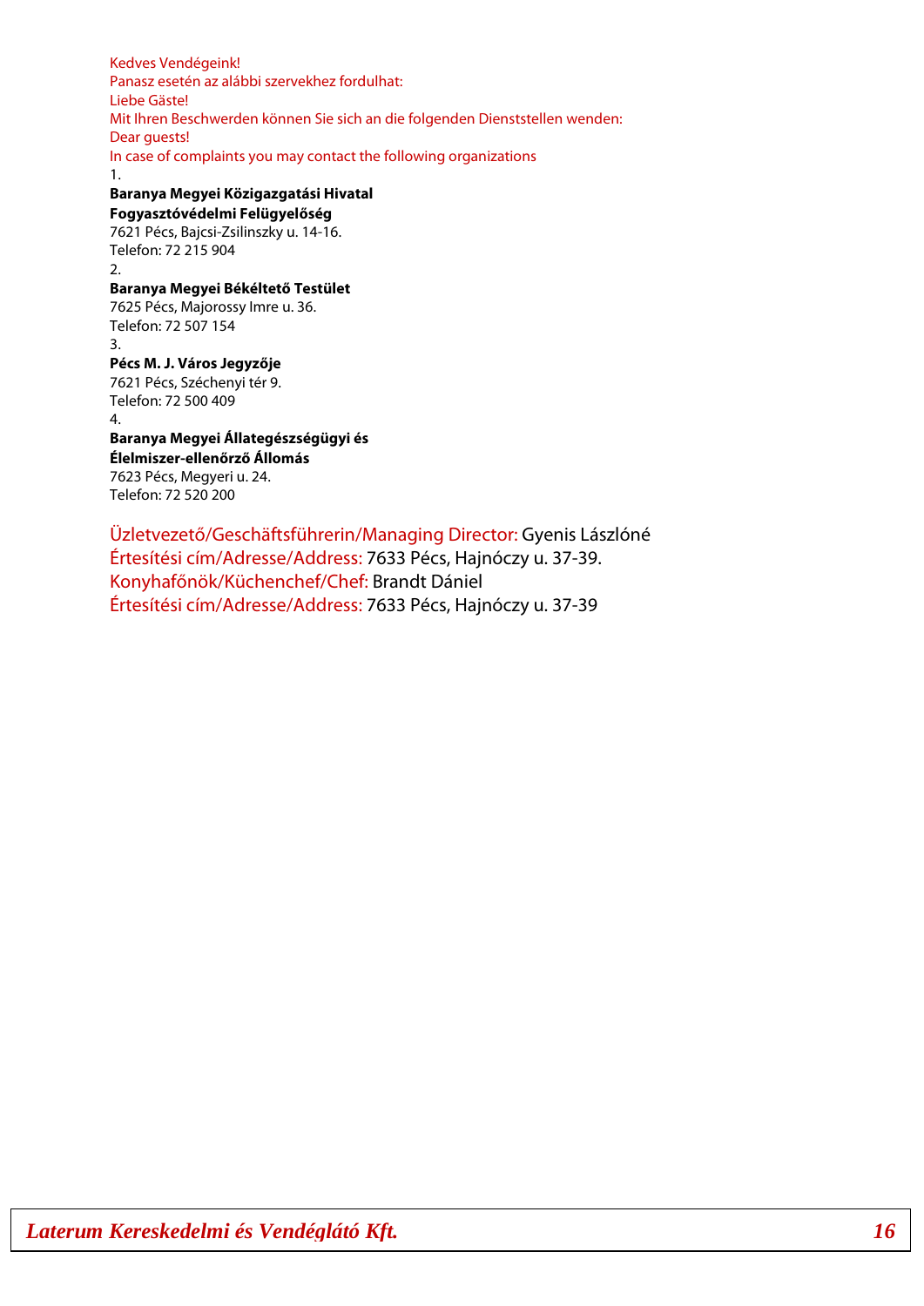Kedves Vendégeink!
Panasz esetén az alábbi szervekhez fordulhat:
Liebe Gäste!
Mit Ihren Beschwerden können Sie sich an die folgenden Dienststellen wenden:
Dear guests!
In case of complaints you may contact the following organizations

1.
**Baranya Megyei Közigazgatási Hivatal**
**Fogyasztóvédelmi Felügyelőség**
7621 Pécs, Bajcsi-Zsilinszky u. 14-16.
Telefon: 72 215 904

2.
**Baranya Megyei Békéltető Testület**
7625 Pécs, Majorossy Imre u. 36.
Telefon: 72 507 154

3.
**Pécs M. J. Város Jegyzője**
7621 Pécs, Széchenyi tér 9.
Telefon: 72 500 409

4.
**Baranya Megyei Állategészségügyi és**
**Élelmiszer-ellenőrző Állomás**
7623 Pécs, Megyeri u. 24.
Telefon: 72 520 200

Üzletvezető/Geschäftsführerin/Managing Director: Gyenis Lászlóné
Értesítési cím/Adresse/Address: 7633 Pécs, Hajnóczy u. 37-39.
Konyhafőnök/Küchenchef/Chef: Brandt Dániel
Értesítési cím/Adresse/Address: 7633 Pécs, Hajnóczy u. 37-39